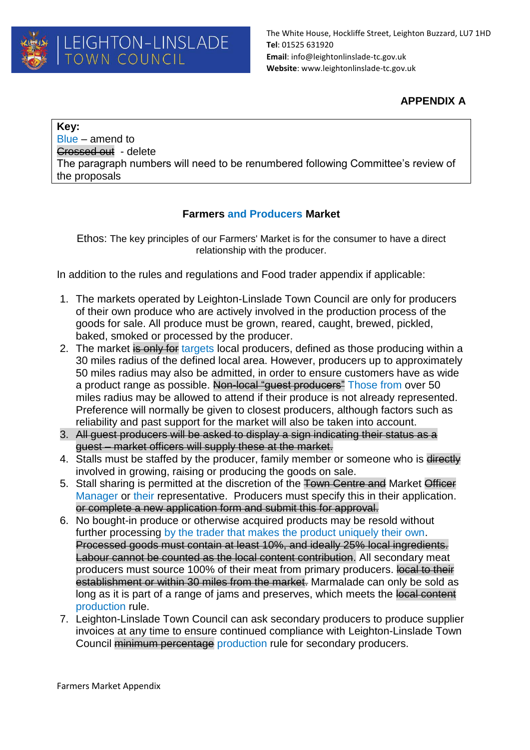LEIGHTON-LINSLADE TOWN COUNCIL

The White House, Hockliffe Street, Leighton Buzzard, LU7 1HD
**Tel**: 01525 631920
**Email**: info@leightonlinslade-tc.gov.uk
**Website**: www.leightonlinslade-tc.gov.uk

**APPENDIX A**

**Key:**
Blue – amend to
~~Crossed out~~ - delete
The paragraph numbers will need to be renumbered following Committee's review of the proposals

**Farmers and Producers Market**

Ethos: The key principles of our Farmers' Market is for the consumer to have a direct relationship with the producer.

In addition to the rules and regulations and Food trader appendix if applicable:

1. The markets operated by Leighton-Linslade Town Council are only for producers of their own produce who are actively involved in the production process of the goods for sale. All produce must be grown, reared, caught, brewed, pickled, baked, smoked or processed by the producer.
2. The market ~~is only for~~ targets local producers, defined as those producing within a 30 miles radius of the defined local area. However, producers up to approximately 50 miles radius may also be admitted, in order to ensure customers have as wide a product range as possible. ~~Non-local "guest producers"~~ Those from over 50 miles radius may be allowed to attend if their produce is not already represented. Preference will normally be given to closest producers, although factors such as reliability and past support for the market will also be taken into account.
3. ~~All guest producers will be asked to display a sign indicating their status as a guest – market officers will supply these at the market.~~
4. Stalls must be staffed by the producer, family member or someone who is ~~directly~~ involved in growing, raising or producing the goods on sale.
5. Stall sharing is permitted at the discretion of the ~~Town Centre and~~ Market ~~Officer~~ Manager or their representative. Producers must specify this in their application. ~~or complete a new application form and submit this for approval.~~
6. No bought-in produce or otherwise acquired products may be resold without further processing by the trader that makes the product uniquely their own. ~~Processed goods must contain at least 10%, and ideally 25% local ingredients. Labour cannot be counted as the local content contribution.~~ All secondary meat producers must source 100% of their meat from primary producers. ~~local to their establishment or within 30 miles from the market~~. Marmalade can only be sold as long as it is part of a range of jams and preserves, which meets the ~~local content~~ production rule.
7. Leighton-Linslade Town Council can ask secondary producers to produce supplier invoices at any time to ensure continued compliance with Leighton-Linslade Town Council ~~minimum percentage~~ production rule for secondary producers.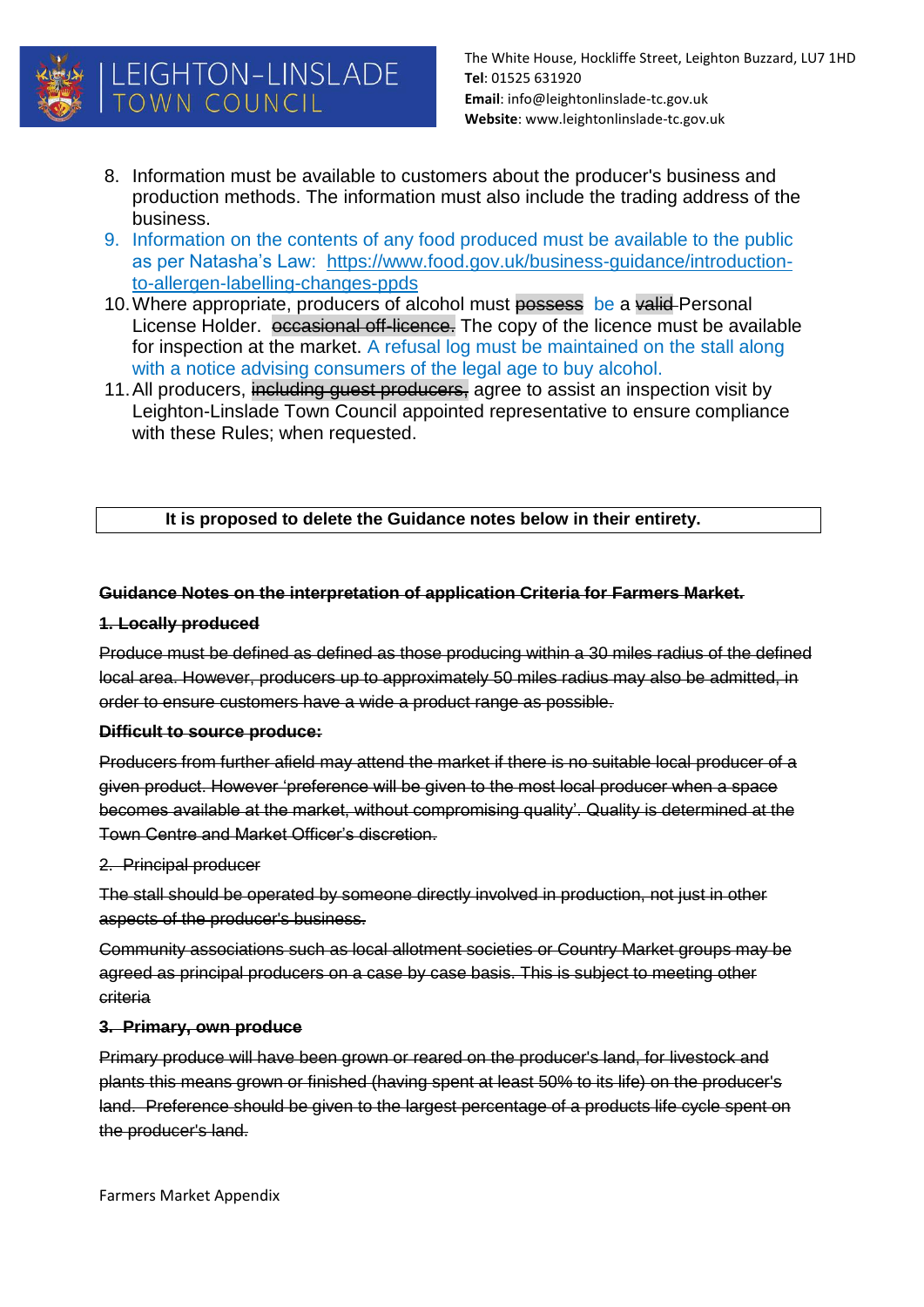8. Information must be available to customers about the producer's business and production methods. The information must also include the trading address of the business.
9. Information on the contents of any food produced must be available to the public as per Natasha's Law: [https://www.food.gov.uk/business-guidance/introduction-to-allergen-labelling-changes-ppds](https://www.food.gov.uk/business-guidance/introduction-to-allergen-labelling-changes-ppds)
10. Where appropriate, producers of alcohol must ~~possess~~ be a ~~valid~~ Personal License Holder. ~~occasional off-licence.~~ The copy of the licence must be available for inspection at the market. A refusal log must be maintained on the stall along with a notice advising consumers of the legal age to buy alcohol.
11. All producers, ~~including guest producers,~~ agree to assist an inspection visit by Leighton-Linslade Town Council appointed representative to ensure compliance with these Rules; when requested.

**It is proposed to delete the Guidance notes below in their entirety.**

~~**Guidance Notes on the interpretation of application Criteria for Farmers Market.**~~

~~**1. Locally produced**~~

~~Produce must be defined as defined as those producing within a 30 miles radius of the defined local area. However, producers up to approximately 50 miles radius may also be admitted, in order to ensure customers have a wide a product range as possible.~~

~~**Difficult to source produce:**~~

~~Producers from further afield may attend the market if there is no suitable local producer of a given product. However 'preference will be given to the most local producer when a space becomes available at the market, without compromising quality'. Quality is determined at the Town Centre and Market Officer's discretion.~~

~~2. Principal producer~~

~~The stall should be operated by someone directly involved in production, not just in other aspects of the producer's business.~~

~~Community associations such as local allotment societies or Country Market groups may be agreed as principal producers on a case by case basis. This is subject to meeting other criteria~~

~~**3. Primary, own produce**~~

~~Primary produce will have been grown or reared on the producer's land, for livestock and plants this means grown or finished (having spent at least 50% to its life) on the producer's land. Preference should be given to the largest percentage of a products life cycle spent on the producer's land.~~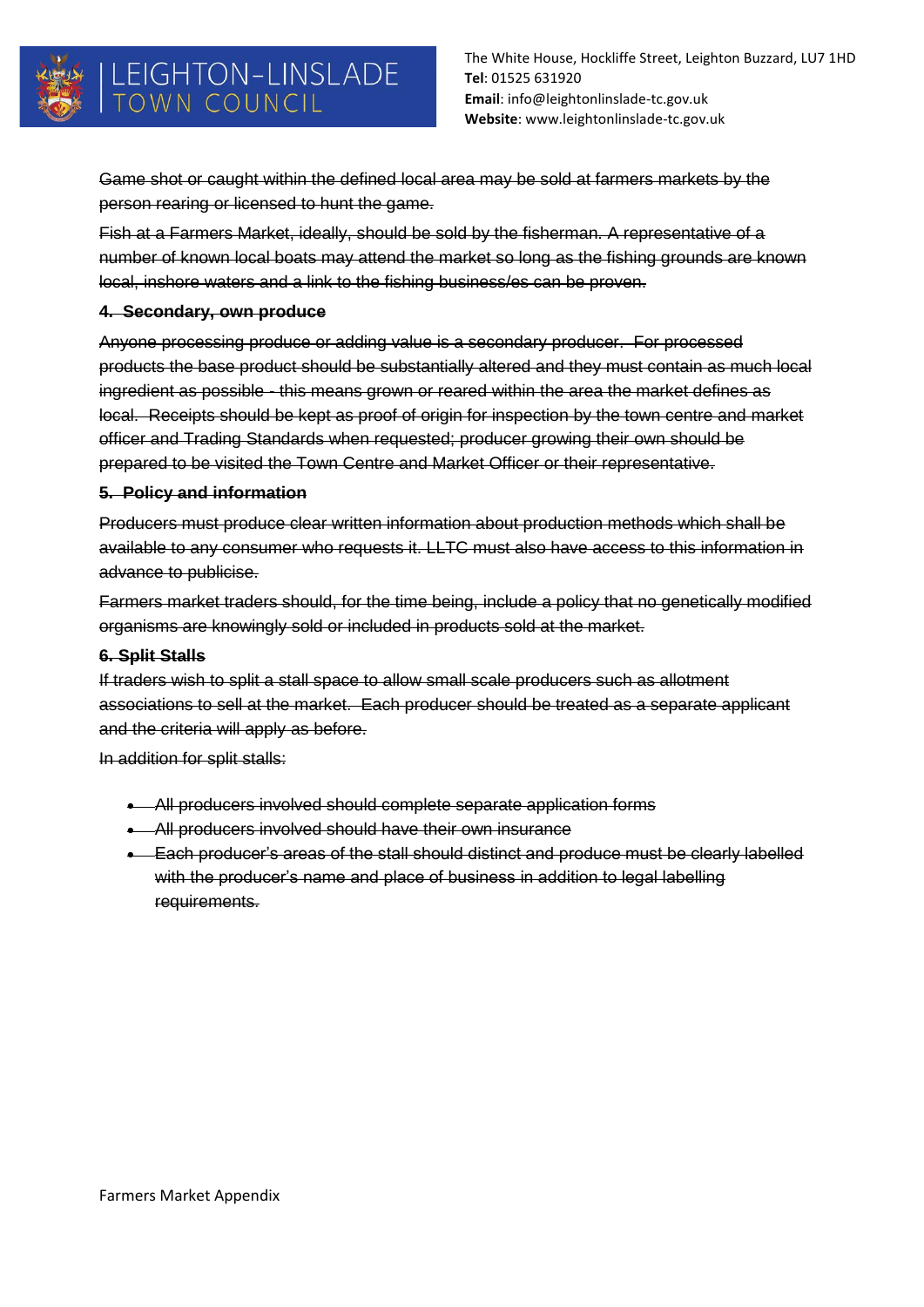~~Game shot or caught within the defined local area may be sold at farmers markets by the person rearing or licensed to hunt the game.~~

~~Fish at a Farmers Market, ideally, should be sold by the fisherman. A representative of a number of known local boats may attend the market so long as the fishing grounds are known local, inshore waters and a link to the fishing business/es can be proven.~~

#### ~~4. Secondary, own produce~~

~~Anyone processing produce or adding value is a secondary producer. For processed products the base product should be substantially altered and they must contain as much local ingredient as possible - this means grown or reared within the area the market defines as local. Receipts should be kept as proof of origin for inspection by the town centre and market officer and Trading Standards when requested; producer growing their own should be prepared to be visited the Town Centre and Market Officer or their representative.~~

#### ~~5. Policy and information~~

~~Producers must produce clear written information about production methods which shall be available to any consumer who requests it. LLTC must also have access to this information in advance to publicise.~~

~~Farmers market traders should, for the time being, include a policy that no genetically modified organisms are knowingly sold or included in products sold at the market.~~

#### ~~6. Split Stalls~~

~~If traders wish to split a stall space to allow small scale producers such as allotment associations to sell at the market. Each producer should be treated as a separate applicant and the criteria will apply as before.~~

~~In addition for split stalls:~~

- ~~All producers involved should complete separate application forms~~
- ~~All producers involved should have their own insurance~~
- ~~Each producer's areas of the stall should distinct and produce must be clearly labelled with the producer's name and place of business in addition to legal labelling requirements.~~